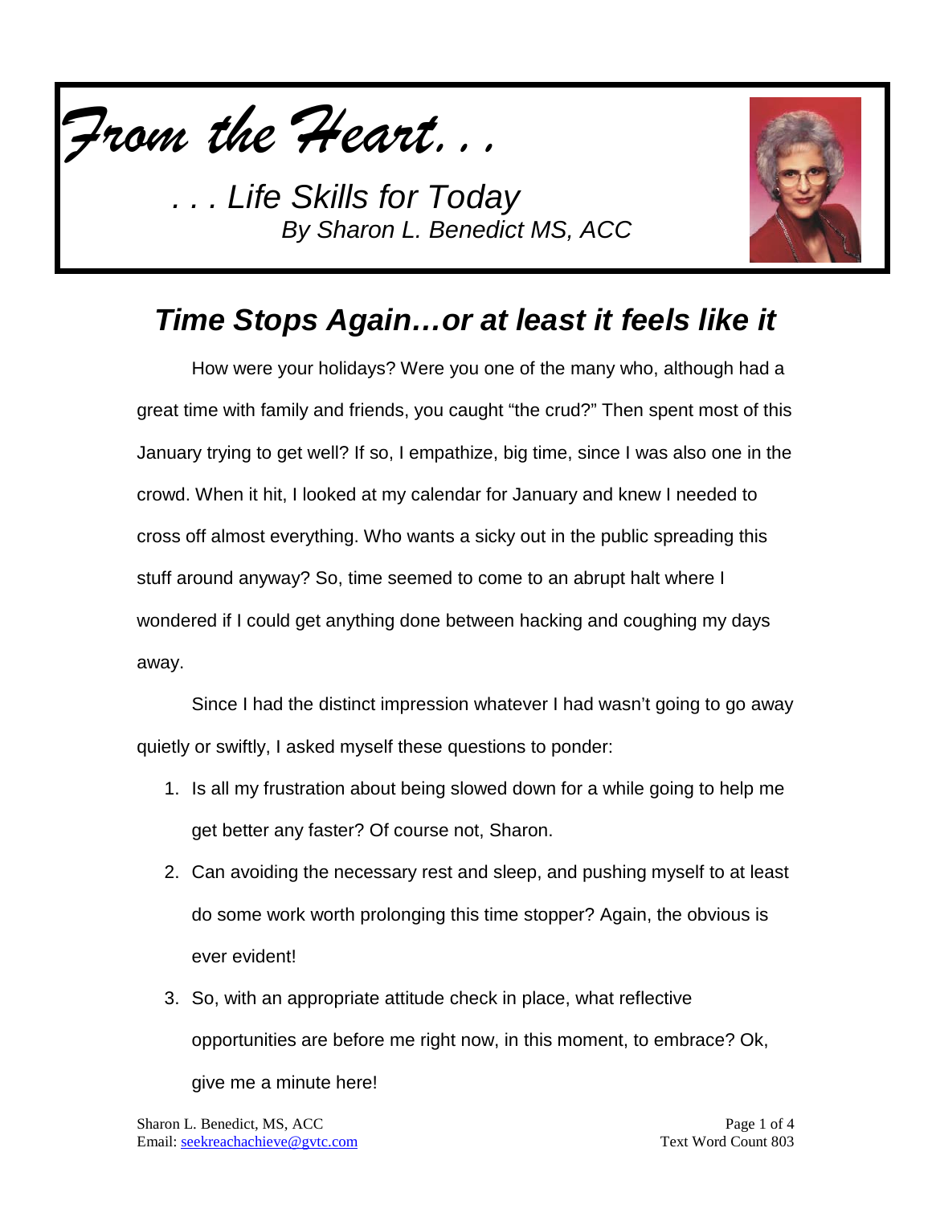*From the Heart. . .*

*. . . Life Skills for Today*
*By Sharon L. Benedict MS, ACC*

## *Time Stops Again…or at least it feels like it*

How were your holidays? Were you one of the many who, although had a great time with family and friends, you caught "the crud?" Then spent most of this January trying to get well? If so, I empathize, big time, since I was also one in the crowd. When it hit, I looked at my calendar for January and knew I needed to cross off almost everything. Who wants a sicky out in the public spreading this stuff around anyway? So, time seemed to come to an abrupt halt where I wondered if I could get anything done between hacking and coughing my days away.

Since I had the distinct impression whatever I had wasn't going to go away quietly or swiftly, I asked myself these questions to ponder:

1. Is all my frustration about being slowed down for a while going to help me get better any faster? Of course not, Sharon.
2. Can avoiding the necessary rest and sleep, and pushing myself to at least do some work worth prolonging this time stopper? Again, the obvious is ever evident!
3. So, with an appropriate attitude check in place, what reflective opportunities are before me right now, in this moment, to embrace? Ok, give me a minute here!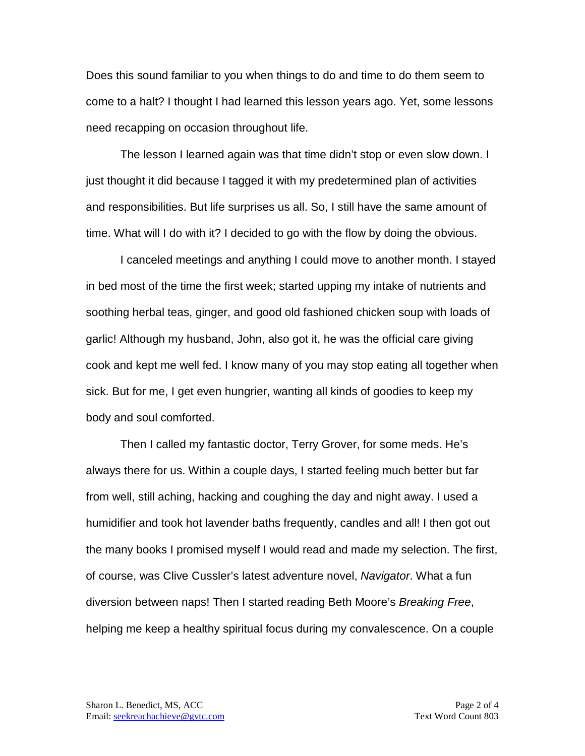Does this sound familiar to you when things to do and time to do them seem to come to a halt? I thought I had learned this lesson years ago. Yet, some lessons need recapping on occasion throughout life.

The lesson I learned again was that time didn't stop or even slow down. I just thought it did because I tagged it with my predetermined plan of activities and responsibilities. But life surprises us all. So, I still have the same amount of time. What will I do with it? I decided to go with the flow by doing the obvious.

I canceled meetings and anything I could move to another month. I stayed in bed most of the time the first week; started upping my intake of nutrients and soothing herbal teas, ginger, and good old fashioned chicken soup with loads of garlic! Although my husband, John, also got it, he was the official care giving cook and kept me well fed. I know many of you may stop eating all together when sick. But for me, I get even hungrier, wanting all kinds of goodies to keep my body and soul comforted.

Then I called my fantastic doctor, Terry Grover, for some meds. He's always there for us. Within a couple days, I started feeling much better but far from well, still aching, hacking and coughing the day and night away. I used a humidifier and took hot lavender baths frequently, candles and all! I then got out the many books I promised myself I would read and made my selection. The first, of course, was Clive Cussler's latest adventure novel, *Navigator*. What a fun diversion between naps! Then I started reading Beth Moore's *Breaking Free*, helping me keep a healthy spiritual focus during my convalescence. On a couple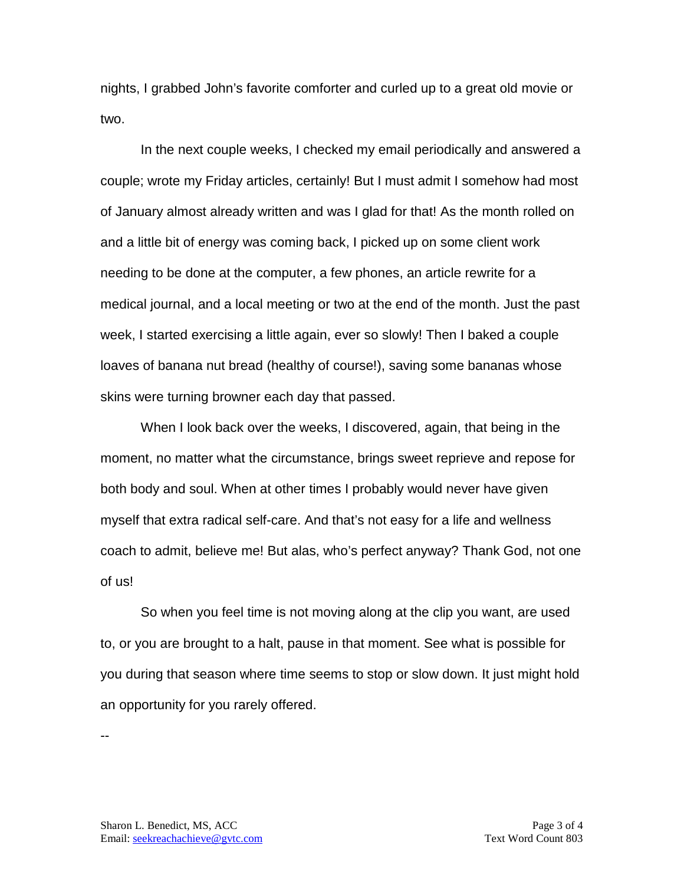nights, I grabbed John's favorite comforter and curled up to a great old movie or two.

In the next couple weeks, I checked my email periodically and answered a couple; wrote my Friday articles, certainly! But I must admit I somehow had most of January almost already written and was I glad for that! As the month rolled on and a little bit of energy was coming back, I picked up on some client work needing to be done at the computer, a few phones, an article rewrite for a medical journal, and a local meeting or two at the end of the month. Just the past week, I started exercising a little again, ever so slowly! Then I baked a couple loaves of banana nut bread (healthy of course!), saving some bananas whose skins were turning browner each day that passed.

When I look back over the weeks, I discovered, again, that being in the moment, no matter what the circumstance, brings sweet reprieve and repose for both body and soul. When at other times I probably would never have given myself that extra radical self-care. And that's not easy for a life and wellness coach to admit, believe me! But alas, who's perfect anyway? Thank God, not one of us!

So when you feel time is not moving along at the clip you want, are used to, or you are brought to a halt, pause in that moment. See what is possible for you during that season where time seems to stop or slow down. It just might hold an opportunity for you rarely offered.

--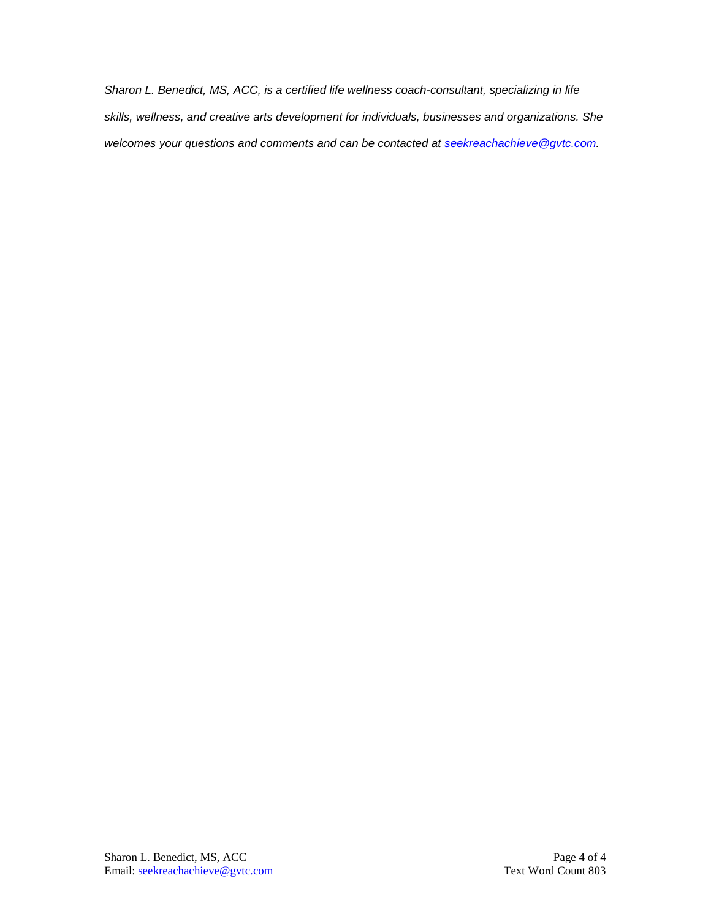*Sharon L. Benedict, MS, ACC, is a certified life wellness coach-consultant, specializing in life skills, wellness, and creative arts development for individuals, businesses and organizations. She welcomes your questions and comments and can be contacted at [seekreachachieve@gvtc.com](mailto:seekreachachieve@gvtc.com).*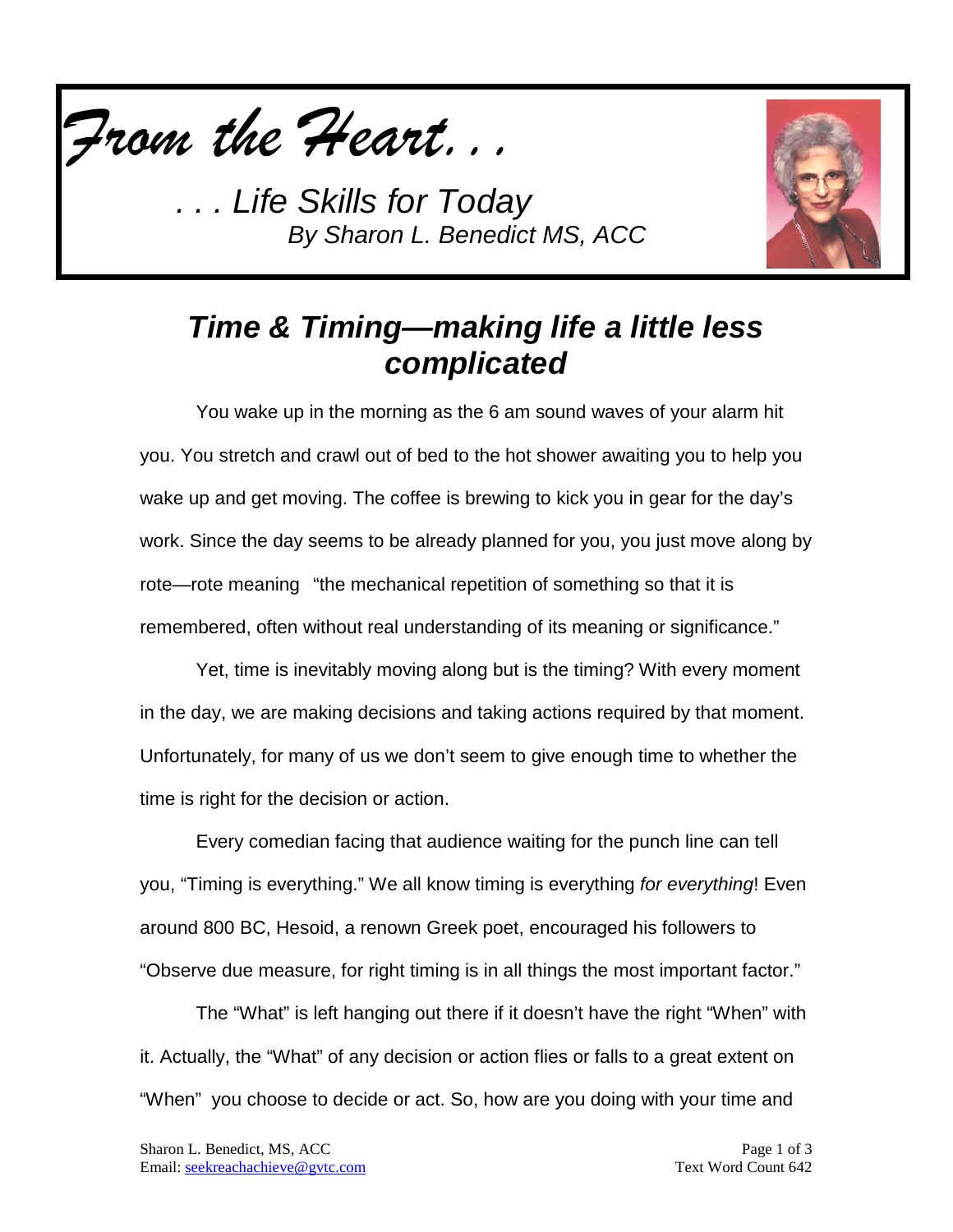*From the Heart. . .*

*. . . Life Skills for Today*
*By Sharon L. Benedict MS, ACC*

## *Time & Timing—making life a little less complicated*

You wake up in the morning as the 6 am sound waves of your alarm hit you. You stretch and crawl out of bed to the hot shower awaiting you to help you wake up and get moving. The coffee is brewing to kick you in gear for the day's work. Since the day seems to be already planned for you, you just move along by rote—rote meaning "the mechanical repetition of something so that it is remembered, often without real understanding of its meaning or significance."

Yet, time is inevitably moving along but is the timing? With every moment in the day, we are making decisions and taking actions required by that moment. Unfortunately, for many of us we don't seem to give enough time to whether the time is right for the decision or action.

Every comedian facing that audience waiting for the punch line can tell you, "Timing is everything." We all know timing is everything *for everything*! Even around 800 BC, Hesoid, a renown Greek poet, encouraged his followers to "Observe due measure, for right timing is in all things the most important factor."

The "What" is left hanging out there if it doesn't have the right "When" with it. Actually, the "What" of any decision or action flies or falls to a great extent on "When" you choose to decide or act. So, how are you doing with your time and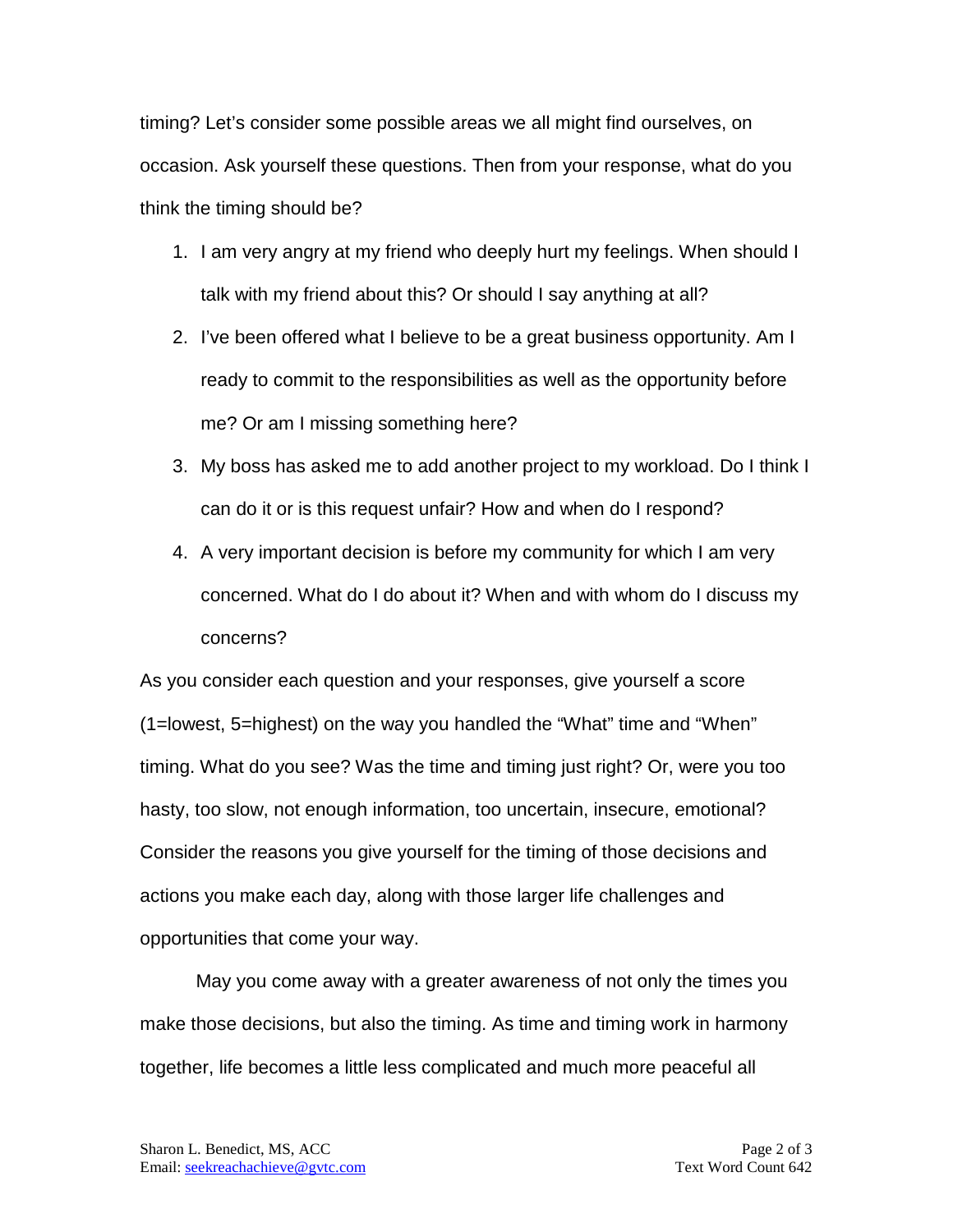timing? Let's consider some possible areas we all might find ourselves, on occasion. Ask yourself these questions. Then from your response, what do you think the timing should be?

1. I am very angry at my friend who deeply hurt my feelings. When should I talk with my friend about this? Or should I say anything at all?
2. I've been offered what I believe to be a great business opportunity. Am I ready to commit to the responsibilities as well as the opportunity before me? Or am I missing something here?
3. My boss has asked me to add another project to my workload. Do I think I can do it or is this request unfair? How and when do I respond?
4. A very important decision is before my community for which I am very concerned. What do I do about it? When and with whom do I discuss my concerns?

As you consider each question and your responses, give yourself a score (1=lowest, 5=highest) on the way you handled the "What" time and "When" timing. What do you see? Was the time and timing just right? Or, were you too hasty, too slow, not enough information, too uncertain, insecure, emotional? Consider the reasons you give yourself for the timing of those decisions and actions you make each day, along with those larger life challenges and opportunities that come your way.

May you come away with a greater awareness of not only the times you make those decisions, but also the timing. As time and timing work in harmony together, life becomes a little less complicated and much more peaceful all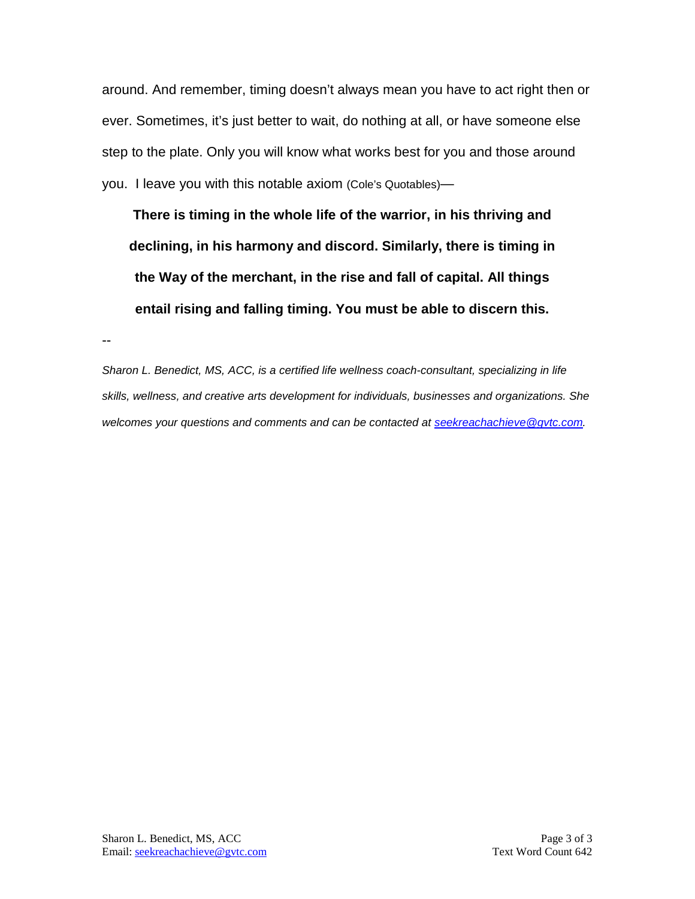around. And remember, timing doesn't always mean you have to act right then or ever. Sometimes, it's just better to wait, do nothing at all, or have someone else step to the plate. Only you will know what works best for you and those around you. I leave you with this notable axiom (Cole's Quotables)—

**There is timing in the whole life of the warrior, in his thriving and declining, in his harmony and discord. Similarly, there is timing in the Way of the merchant, in the rise and fall of capital. All things entail rising and falling timing. You must be able to discern this.**

--

*Sharon L. Benedict, MS, ACC, is a certified life wellness coach-consultant, specializing in life skills, wellness, and creative arts development for individuals, businesses and organizations. She welcomes your questions and comments and can be contacted at [seekreachachieve@gvtc.com](mailto:seekreachachieve@gvtc.com).*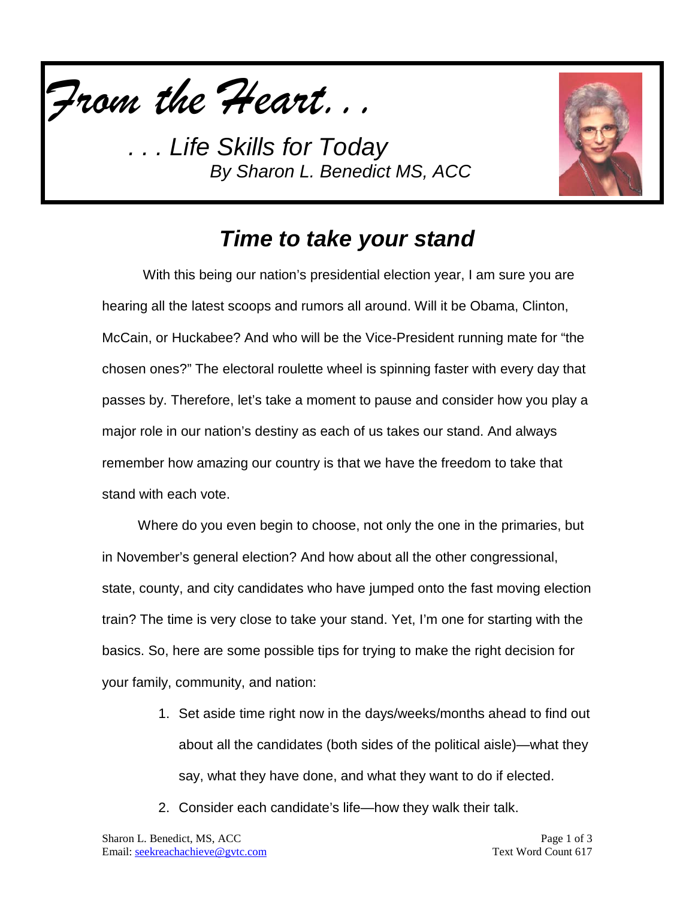*From the Heart. . .*

*. . . Life Skills for Today*
*By Sharon L. Benedict MS, ACC*

## *Time to take your stand*

With this being our nation's presidential election year, I am sure you are hearing all the latest scoops and rumors all around. Will it be Obama, Clinton, McCain, or Huckabee? And who will be the Vice-President running mate for "the chosen ones?" The electoral roulette wheel is spinning faster with every day that passes by. Therefore, let's take a moment to pause and consider how you play a major role in our nation's destiny as each of us takes our stand. And always remember how amazing our country is that we have the freedom to take that stand with each vote.

Where do you even begin to choose, not only the one in the primaries, but in November's general election? And how about all the other congressional, state, county, and city candidates who have jumped onto the fast moving election train? The time is very close to take your stand. Yet, I'm one for starting with the basics. So, here are some possible tips for trying to make the right decision for your family, community, and nation:

1. Set aside time right now in the days/weeks/months ahead to find out about all the candidates (both sides of the political aisle)—what they say, what they have done, and what they want to do if elected.
2. Consider each candidate's life—how they walk their talk.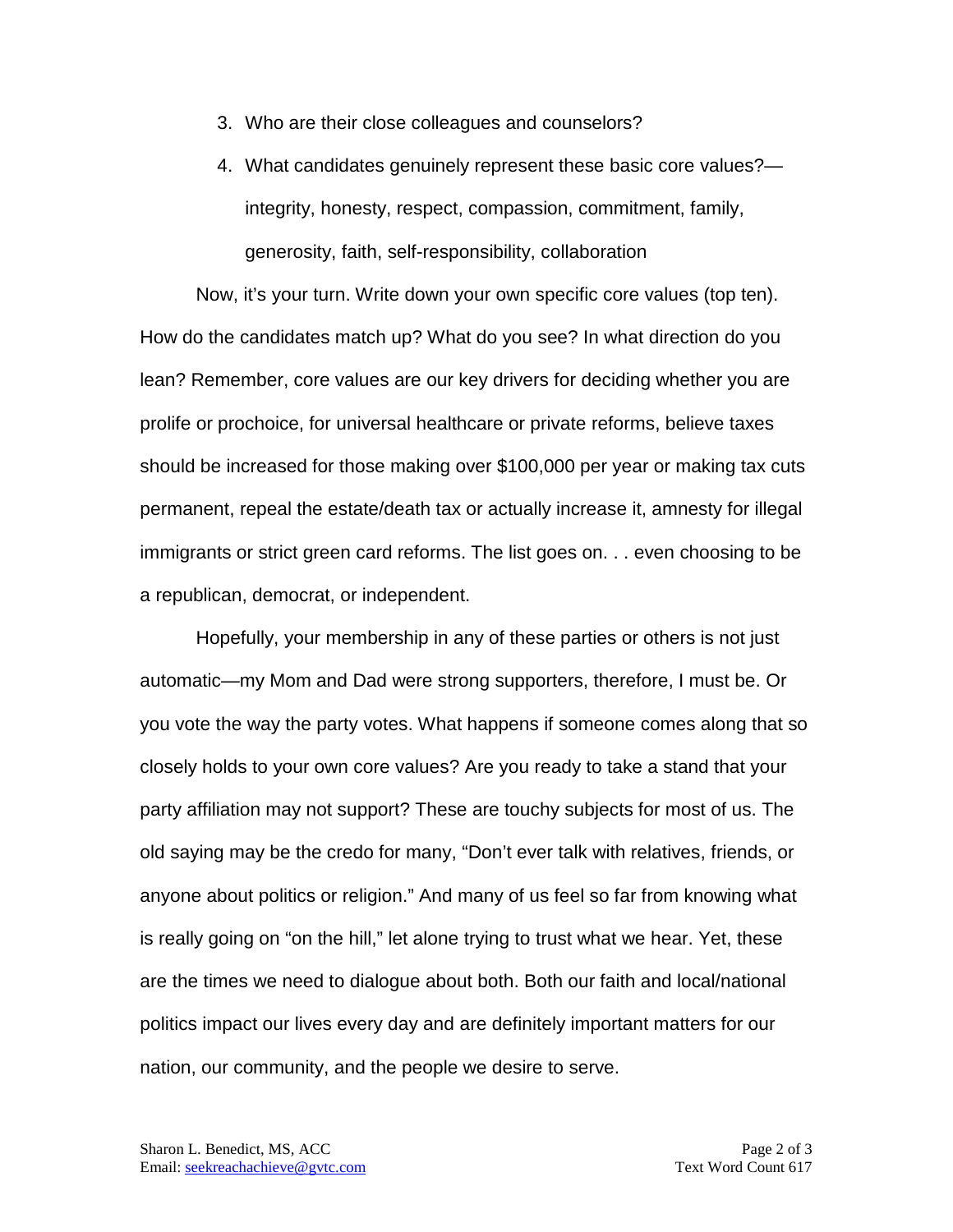3. Who are their close colleagues and counselors?
4. What candidates genuinely represent these basic core values?—integrity, honesty, respect, compassion, commitment, family, generosity, faith, self-responsibility, collaboration

Now, it's your turn. Write down your own specific core values (top ten). How do the candidates match up? What do you see? In what direction do you lean? Remember, core values are our key drivers for deciding whether you are prolife or prochoice, for universal healthcare or private reforms, believe taxes should be increased for those making over $100,000 per year or making tax cuts permanent, repeal the estate/death tax or actually increase it, amnesty for illegal immigrants or strict green card reforms. The list goes on. . . even choosing to be a republican, democrat, or independent.

Hopefully, your membership in any of these parties or others is not just automatic—my Mom and Dad were strong supporters, therefore, I must be. Or you vote the way the party votes. What happens if someone comes along that so closely holds to your own core values? Are you ready to take a stand that your party affiliation may not support? These are touchy subjects for most of us. The old saying may be the credo for many, "Don't ever talk with relatives, friends, or anyone about politics or religion." And many of us feel so far from knowing what is really going on "on the hill," let alone trying to trust what we hear. Yet, these are the times we need to dialogue about both. Both our faith and local/national politics impact our lives every day and are definitely important matters for our nation, our community, and the people we desire to serve.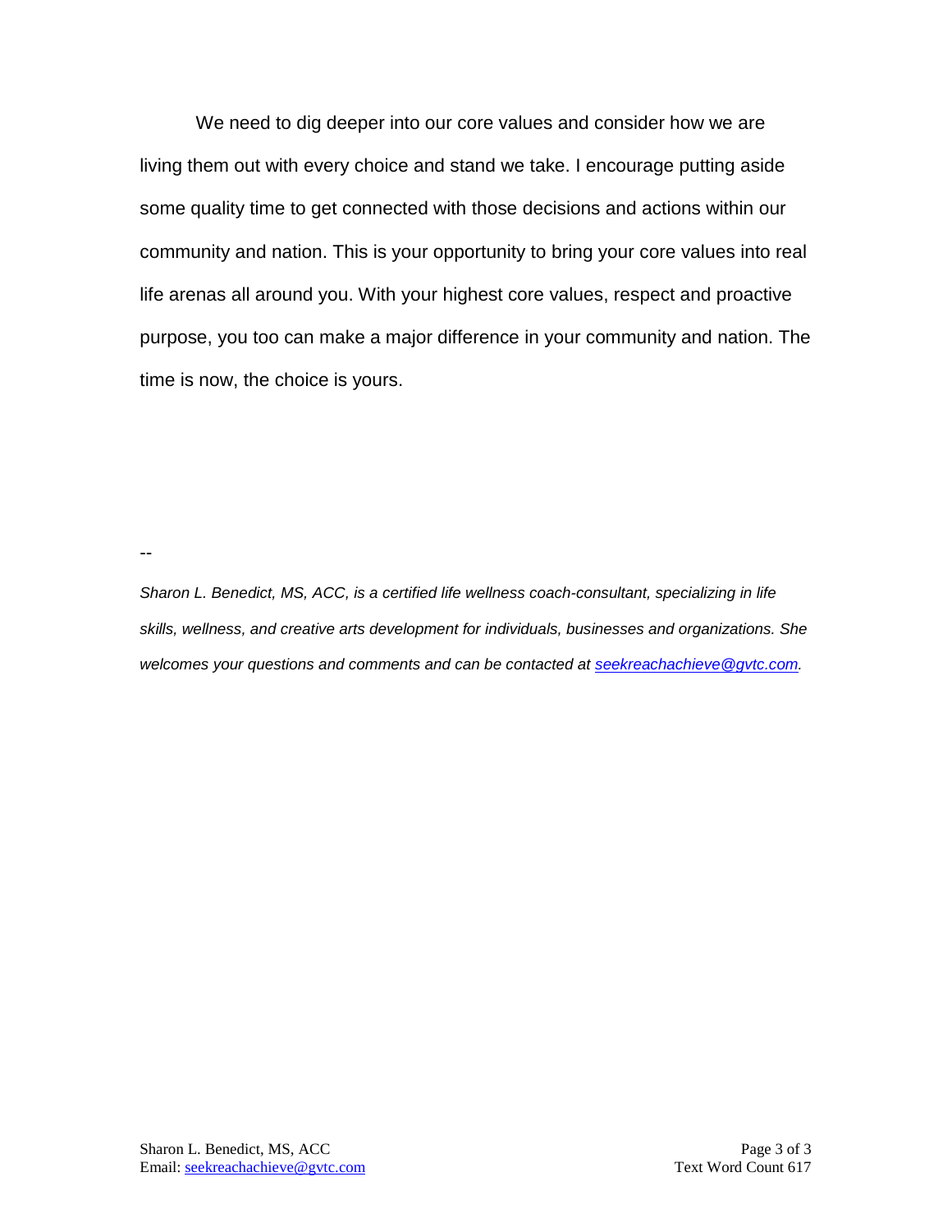We need to dig deeper into our core values and consider how we are living them out with every choice and stand we take. I encourage putting aside some quality time to get connected with those decisions and actions within our community and nation. This is your opportunity to bring your core values into real life arenas all around you. With your highest core values, respect and proactive purpose, you too can make a major difference in your community and nation. The time is now, the choice is yours.

--

*Sharon L. Benedict, MS, ACC, is a certified life wellness coach-consultant, specializing in life skills, wellness, and creative arts development for individuals, businesses and organizations. She welcomes your questions and comments and can be contacted at [seekreachachieve@gvtc.com](mailto:seekreachachieve@gvtc.com).*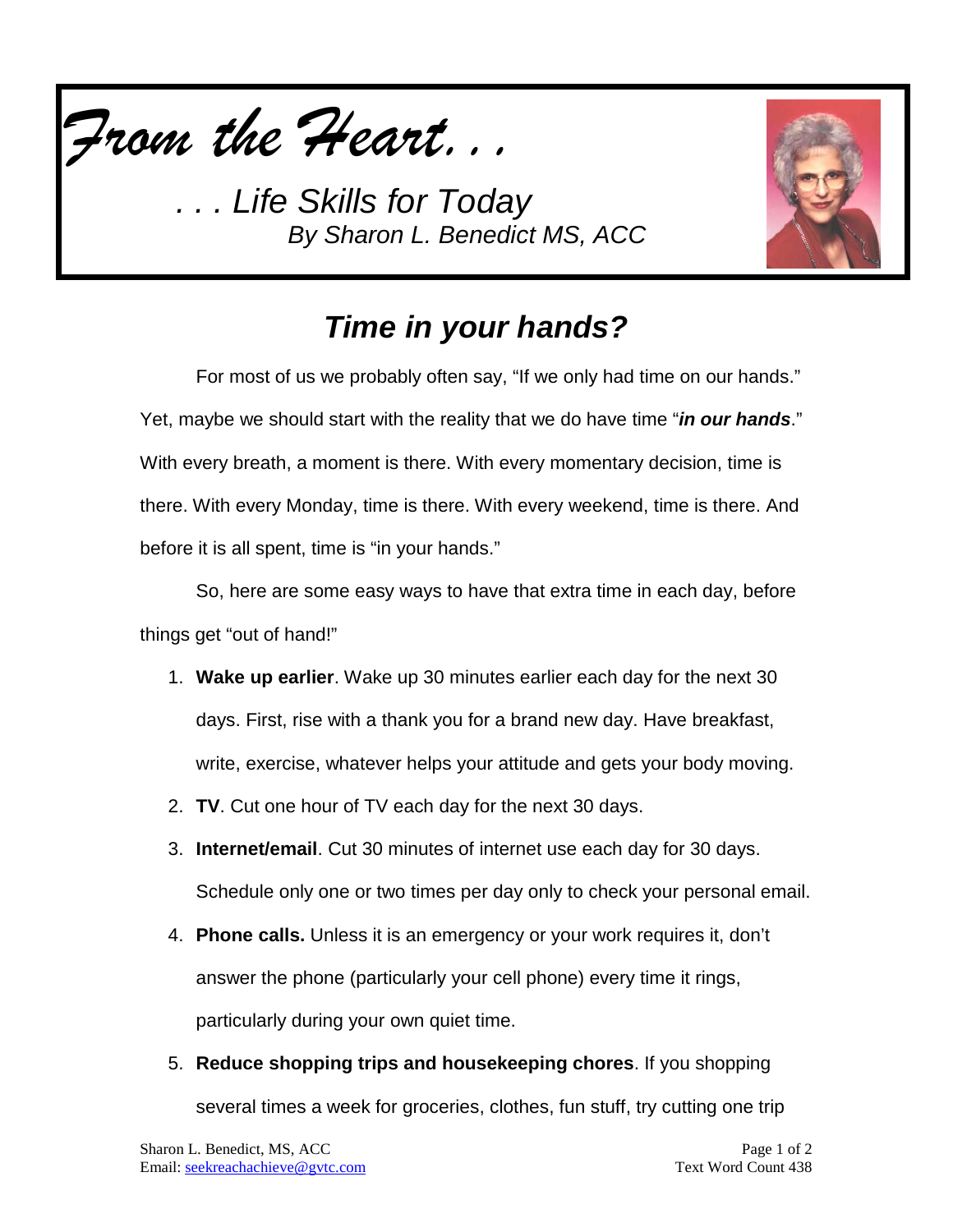*From the Heart. . .*

*. . . Life Skills for Today*
*By Sharon L. Benedict MS, ACC*

## *Time in your hands?*

For most of us we probably often say, "If we only had time on our hands." Yet, maybe we should start with the reality that we do have time "***in our hands***." With every breath, a moment is there. With every momentary decision, time is there. With every Monday, time is there. With every weekend, time is there. And before it is all spent, time is "in your hands."

So, here are some easy ways to have that extra time in each day, before things get "out of hand!"

1. **Wake up earlier**. Wake up 30 minutes earlier each day for the next 30 days. First, rise with a thank you for a brand new day. Have breakfast, write, exercise, whatever helps your attitude and gets your body moving.
2. **TV**. Cut one hour of TV each day for the next 30 days.
3. **Internet/email**. Cut 30 minutes of internet use each day for 30 days. Schedule only one or two times per day only to check your personal email.
4. **Phone calls.** Unless it is an emergency or your work requires it, don't answer the phone (particularly your cell phone) every time it rings, particularly during your own quiet time.
5. **Reduce shopping trips and housekeeping chores**. If you shopping several times a week for groceries, clothes, fun stuff, try cutting one trip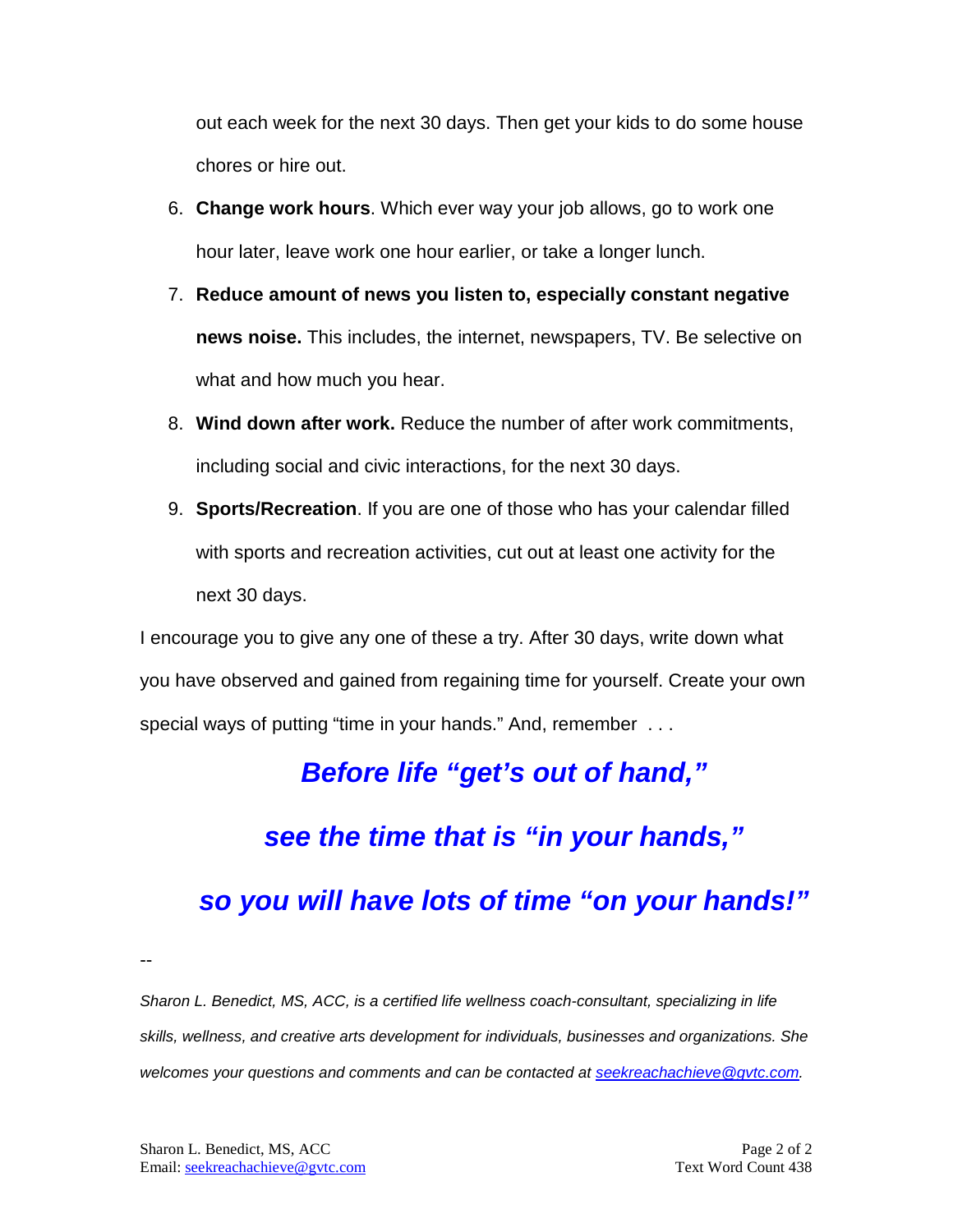out each week for the next 30 days. Then get your kids to do some house chores or hire out.

6. **Change work hours**. Which ever way your job allows, go to work one hour later, leave work one hour earlier, or take a longer lunch.
7. **Reduce amount of news you listen to, especially constant negative news noise.** This includes, the internet, newspapers, TV. Be selective on what and how much you hear.
8. **Wind down after work.** Reduce the number of after work commitments, including social and civic interactions, for the next 30 days.
9. **Sports/Recreation**. If you are one of those who has your calendar filled with sports and recreation activities, cut out at least one activity for the next 30 days.

I encourage you to give any one of these a try. After 30 days, write down what you have observed and gained from regaining time for yourself. Create your own special ways of putting "time in your hands." And, remember . . .

***Before life "get's out of hand,"***

***see the time that is "in your hands,"***

***so you will have lots of time "on your hands!"***

--

*Sharon L. Benedict, MS, ACC, is a certified life wellness coach-consultant, specializing in life skills, wellness, and creative arts development for individuals, businesses and organizations. She welcomes your questions and comments and can be contacted at seekreachachieve@gvtc.com.*

Sharon L. Benedict, MS, ACC
Email: seekreachachieve@gvtc.com

Text Word Count 438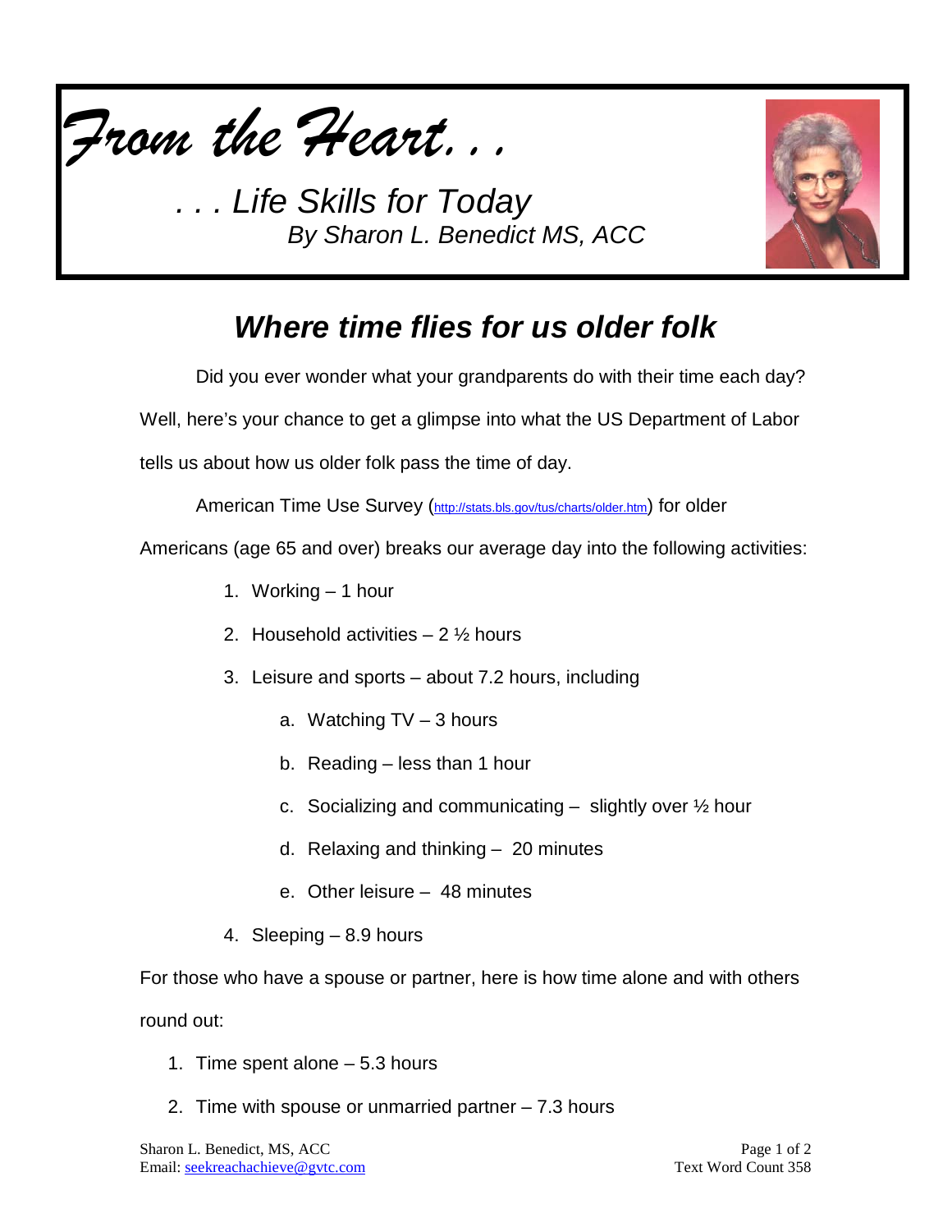*From the Heart. . .*

*. . . Life Skills for Today*

*By Sharon L. Benedict MS, ACC*

# *Where time flies for us older folk*

Did you ever wonder what your grandparents do with their time each day? Well, here's your chance to get a glimpse into what the US Department of Labor tells us about how us older folk pass the time of day.

American Time Use Survey (http://stats.bls.gov/tus/charts/older.htm) for older Americans (age 65 and over) breaks our average day into the following activities:

1. Working – 1 hour
2. Household activities – 2 ½ hours
3. Leisure and sports – about 7.2 hours, including
   a. Watching TV – 3 hours
   b. Reading – less than 1 hour
   c. Socializing and communicating – slightly over ½ hour
   d. Relaxing and thinking – 20 minutes
   e. Other leisure – 48 minutes
4. Sleeping – 8.9 hours

For those who have a spouse or partner, here is how time alone and with others round out:

1. Time spent alone – 5.3 hours
2. Time with spouse or unmarried partner – 7.3 hours

Sharon L. Benedict, MS, ACC
Email: seekreachachieve@gvtc.com

Text Word Count 358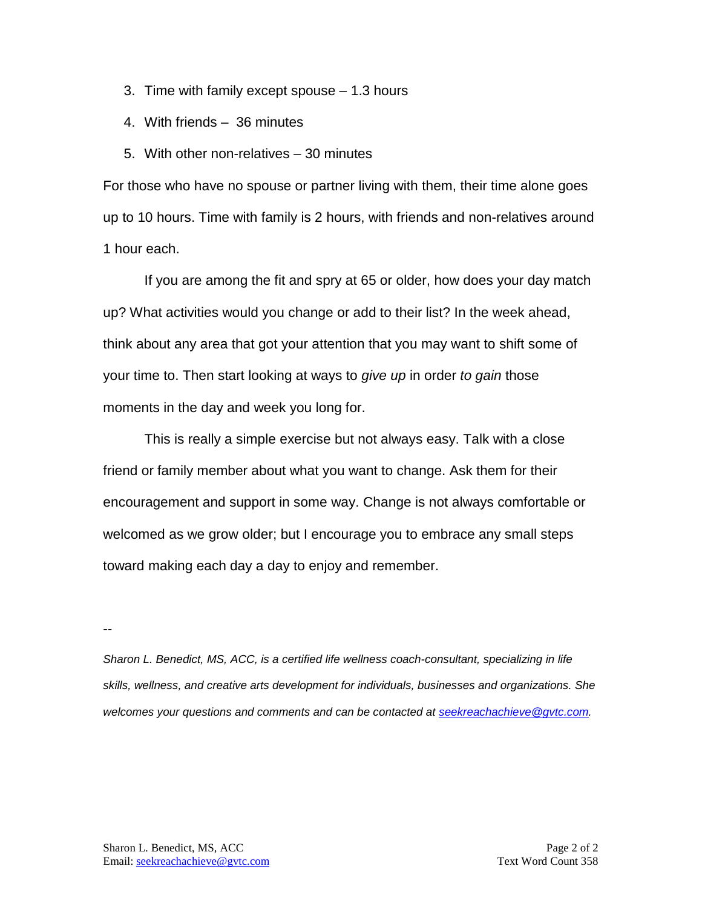3. Time with family except spouse – 1.3 hours
4. With friends – 36 minutes
5. With other non-relatives – 30 minutes

For those who have no spouse or partner living with them, their time alone goes up to 10 hours. Time with family is 2 hours, with friends and non-relatives around 1 hour each.

If you are among the fit and spry at 65 or older, how does your day match up? What activities would you change or add to their list? In the week ahead, think about any area that got your attention that you may want to shift some of your time to. Then start looking at ways to *give up* in order *to gain* those moments in the day and week you long for.

This is really a simple exercise but not always easy. Talk with a close friend or family member about what you want to change. Ask them for their encouragement and support in some way. Change is not always comfortable or welcomed as we grow older; but I encourage you to embrace any small steps toward making each day a day to enjoy and remember.

--

*Sharon L. Benedict, MS, ACC, is a certified life wellness coach-consultant, specializing in life skills, wellness, and creative arts development for individuals, businesses and organizations. She welcomes your questions and comments and can be contacted at seekreachachieve@gvtc.com.*